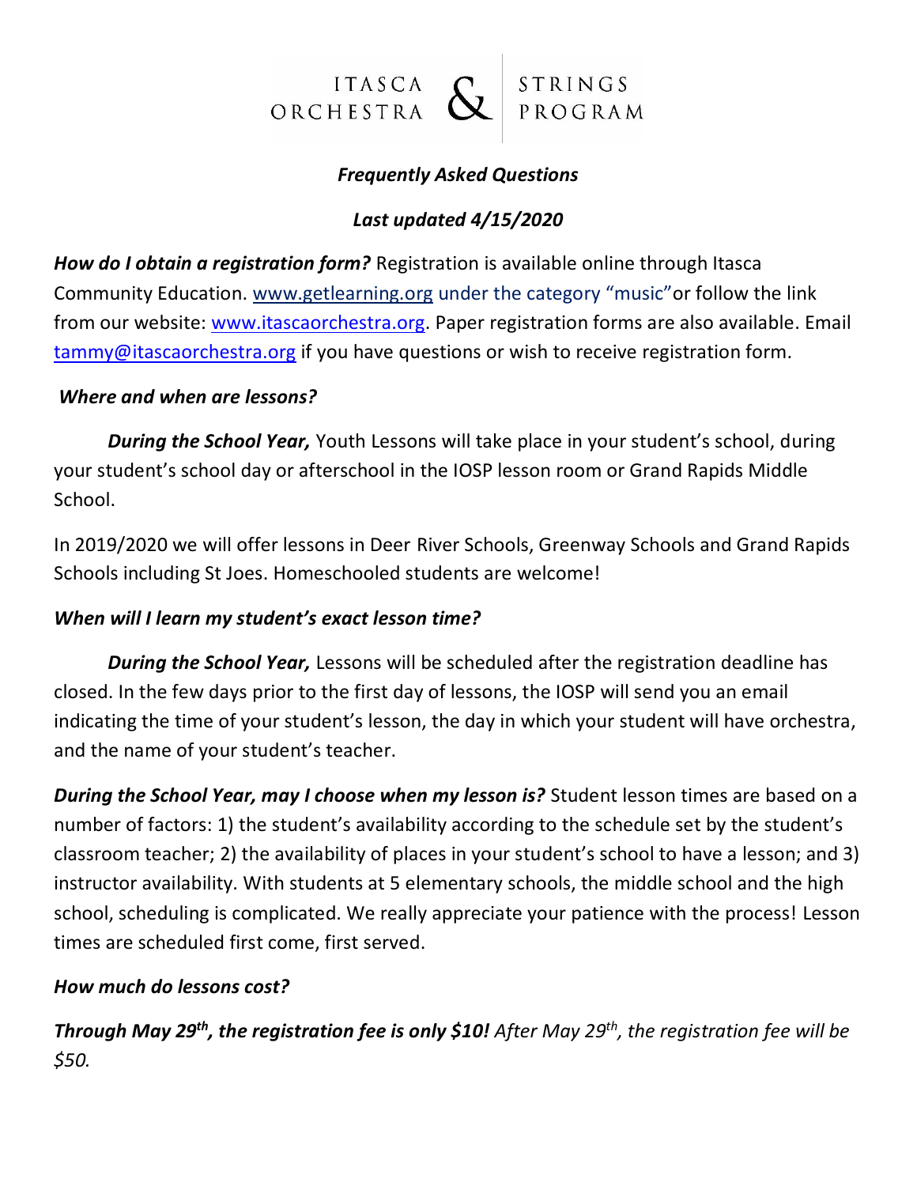ITASCA ORCHESTRA & STRINGS PROGRAM

***Frequently Asked Questions***

***Last updated 4/15/2020***

***How do I obtain a registration form?*** Registration is available online through Itasca Community Education. www.getlearning.org under the category "music"or follow the link from our website: www.itascaorchestra.org. Paper registration forms are also available. Email tammy@itascaorchestra.org if you have questions or wish to receive registration form.

***Where and when are lessons?***

***During the School Year,*** Youth Lessons will take place in your student's school, during your student's school day or afterschool in the IOSP lesson room or Grand Rapids Middle School.

In 2019/2020 we will offer lessons in Deer River Schools, Greenway Schools and Grand Rapids Schools including St Joes. Homeschooled students are welcome!

***When will I learn my student's exact lesson time?***

***During the School Year,*** Lessons will be scheduled after the registration deadline has closed. In the few days prior to the first day of lessons, the IOSP will send you an email indicating the time of your student's lesson, the day in which your student will have orchestra, and the name of your student's teacher.

***During the School Year, may I choose when my lesson is?*** Student lesson times are based on a number of factors: 1) the student's availability according to the schedule set by the student's classroom teacher; 2) the availability of places in your student's school to have a lesson; and 3) instructor availability. With students at 5 elementary schools, the middle school and the high school, scheduling is complicated. We really appreciate your patience with the process! Lesson times are scheduled first come, first served.

***How much do lessons cost?***

***Through May 29th, the registration fee is only $10!*** *After May 29th, the registration fee will be $50.*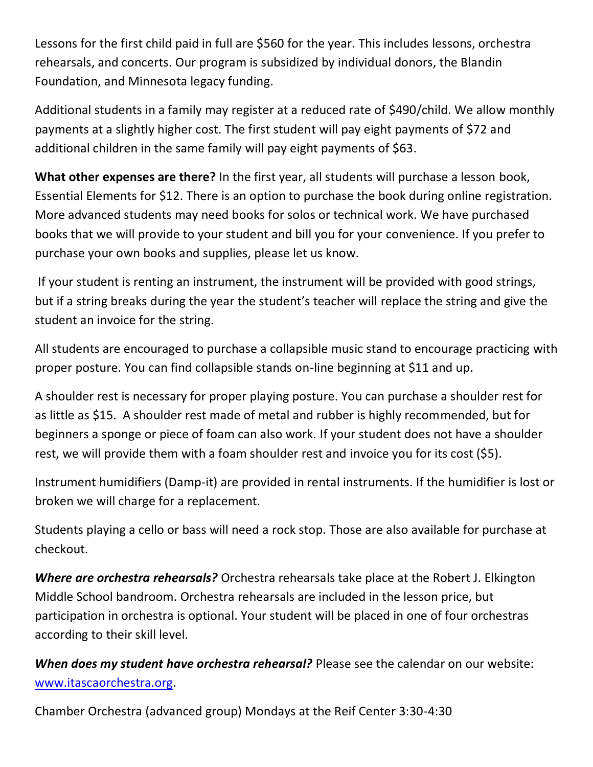Lessons for the first child paid in full are $560 for the year. This includes lessons, orchestra rehearsals, and concerts. Our program is subsidized by individual donors, the Blandin Foundation, and Minnesota legacy funding.

Additional students in a family may register at a reduced rate of $490/child. We allow monthly payments at a slightly higher cost. The first student will pay eight payments of $72 and additional children in the same family will pay eight payments of $63.

**What other expenses are there?** In the first year, all students will purchase a lesson book, Essential Elements for $12. There is an option to purchase the book during online registration. More advanced students may need books for solos or technical work. We have purchased books that we will provide to your student and bill you for your convenience. If you prefer to purchase your own books and supplies, please let us know.

If your student is renting an instrument, the instrument will be provided with good strings, but if a string breaks during the year the student's teacher will replace the string and give the student an invoice for the string.

All students are encouraged to purchase a collapsible music stand to encourage practicing with proper posture. You can find collapsible stands on-line beginning at $11 and up.

A shoulder rest is necessary for proper playing posture. You can purchase a shoulder rest for as little as $15. A shoulder rest made of metal and rubber is highly recommended, but for beginners a sponge or piece of foam can also work. If your student does not have a shoulder rest, we will provide them with a foam shoulder rest and invoice you for its cost ($5).

Instrument humidifiers (Damp-it) are provided in rental instruments. If the humidifier is lost or broken we will charge for a replacement.

Students playing a cello or bass will need a rock stop. Those are also available for purchase at checkout.

***Where are orchestra rehearsals?*** Orchestra rehearsals take place at the Robert J. Elkington Middle School bandroom. Orchestra rehearsals are included in the lesson price, but participation in orchestra is optional. Your student will be placed in one of four orchestras according to their skill level.

***When does my student have orchestra rehearsal?*** Please see the calendar on our website: [www.itascaorchestra.org](http://www.itascaorchestra.org).

Chamber Orchestra (advanced group) Mondays at the Reif Center 3:30-4:30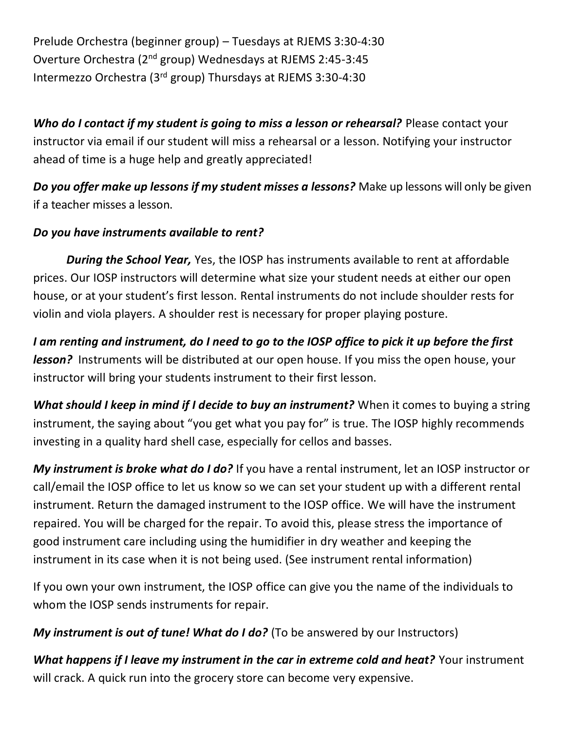Prelude Orchestra (beginner group) – Tuesdays at RJEMS 3:30-4:30
Overture Orchestra (2nd group) Wednesdays at RJEMS 2:45-3:45
Intermezzo Orchestra (3rd group) Thursdays at RJEMS 3:30-4:30

***Who do I contact if my student is going to miss a lesson or rehearsal?*** Please contact your instructor via email if our student will miss a rehearsal or a lesson. Notifying your instructor ahead of time is a huge help and greatly appreciated!

***Do you offer make up lessons if my student misses a lessons?*** Make up lessons will only be given if a teacher misses a lesson.

***Do you have instruments available to rent?***

***During the School Year,*** Yes, the IOSP has instruments available to rent at affordable prices. Our IOSP instructors will determine what size your student needs at either our open house, or at your student's first lesson. Rental instruments do not include shoulder rests for violin and viola players. A shoulder rest is necessary for proper playing posture.

***I am renting and instrument, do I need to go to the IOSP office to pick it up before the first lesson?*** Instruments will be distributed at our open house. If you miss the open house, your instructor will bring your students instrument to their first lesson.

***What should I keep in mind if I decide to buy an instrument?*** When it comes to buying a string instrument, the saying about "you get what you pay for" is true. The IOSP highly recommends investing in a quality hard shell case, especially for cellos and basses.

***My instrument is broke what do I do?*** If you have a rental instrument, let an IOSP instructor or call/email the IOSP office to let us know so we can set your student up with a different rental instrument. Return the damaged instrument to the IOSP office. We will have the instrument repaired. You will be charged for the repair. To avoid this, please stress the importance of good instrument care including using the humidifier in dry weather and keeping the instrument in its case when it is not being used. (See instrument rental information)

If you own your own instrument, the IOSP office can give you the name of the individuals to whom the IOSP sends instruments for repair.

***My instrument is out of tune! What do I do?*** (To be answered by our Instructors)

***What happens if I leave my instrument in the car in extreme cold and heat?*** Your instrument will crack. A quick run into the grocery store can become very expensive.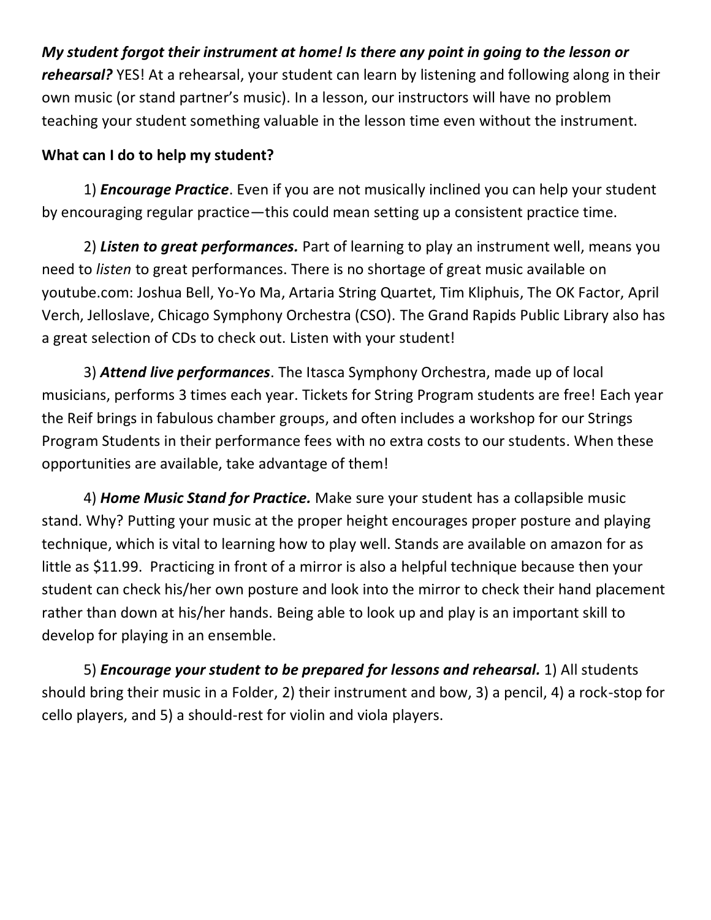***My student forgot their instrument at home! Is there any point in going to the lesson or rehearsal?*** YES! At a rehearsal, your student can learn by listening and following along in their own music (or stand partner's music). In a lesson, our instructors will have no problem teaching your student something valuable in the lesson time even without the instrument.

**What can I do to help my student?**

1) ***Encourage Practice***. Even if you are not musically inclined you can help your student by encouraging regular practice—this could mean setting up a consistent practice time.

2) ***Listen to great performances.*** Part of learning to play an instrument well, means you need to *listen* to great performances. There is no shortage of great music available on youtube.com: Joshua Bell, Yo-Yo Ma, Artaria String Quartet, Tim Kliphuis, The OK Factor, April Verch, Jelloslave, Chicago Symphony Orchestra (CSO). The Grand Rapids Public Library also has a great selection of CDs to check out. Listen with your student!

3) ***Attend live performances***. The Itasca Symphony Orchestra, made up of local musicians, performs 3 times each year. Tickets for String Program students are free! Each year the Reif brings in fabulous chamber groups, and often includes a workshop for our Strings Program Students in their performance fees with no extra costs to our students. When these opportunities are available, take advantage of them!

4) ***Home Music Stand for Practice.*** Make sure your student has a collapsible music stand. Why? Putting your music at the proper height encourages proper posture and playing technique, which is vital to learning how to play well. Stands are available on amazon for as little as $11.99. Practicing in front of a mirror is also a helpful technique because then your student can check his/her own posture and look into the mirror to check their hand placement rather than down at his/her hands. Being able to look up and play is an important skill to develop for playing in an ensemble.

5) ***Encourage your student to be prepared for lessons and rehearsal.*** 1) All students should bring their music in a Folder, 2) their instrument and bow, 3) a pencil, 4) a rock-stop for cello players, and 5) a should-rest for violin and viola players.